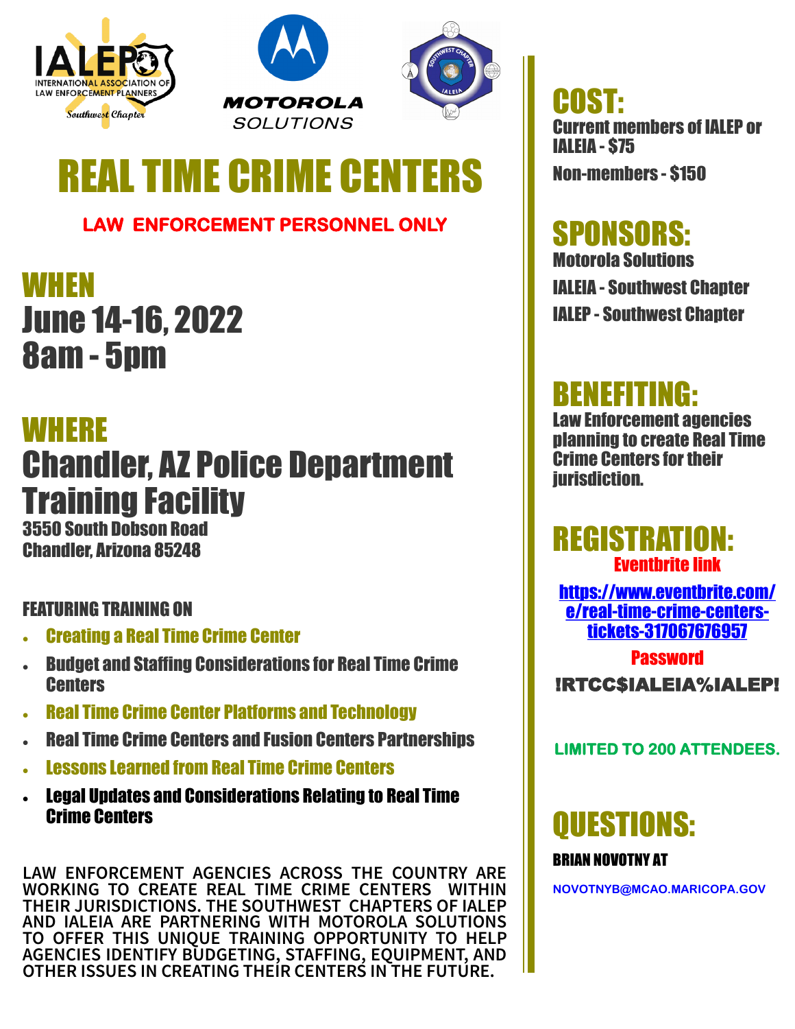INTERNATIONAL ASSOCIATION OF LAW ENFORCEMENT PLANNERS
*Southwest Chapter*

MOTOROLA SOLUTIONS

# REAL TIME CRIME CENTERS

**LAW ENFORCEMENT PERSONNEL ONLY**

## WHEN
**June 14-16, 2022**
**8am - 5pm**

## WHERE
**Chandler, AZ Police Department Training Facility**
3550 South Dobson Road
Chandler, Arizona 85248

### FEATURING TRAINING ON

- Creating a Real Time Crime Center
- Budget and Staffing Considerations for Real Time Crime Centers
- Real Time Crime Center Platforms and Technology
- Real Time Crime Centers and Fusion Centers Partnerships
- Lessons Learned from Real Time Crime Centers
- Legal Updates and Considerations Relating to Real Time Crime Centers

LAW ENFORCEMENT AGENCIES ACROSS THE COUNTRY ARE WORKING TO CREATE REAL TIME CRIME CENTERS WITHIN THEIR JURISDICTIONS. THE SOUTHWEST CHAPTERS OF IALEP AND IALEIA ARE PARTNERING WITH MOTOROLA SOLUTIONS TO OFFER THIS UNIQUE TRAINING OPPORTUNITY TO HELP AGENCIES IDENTIFY BUDGETING, STAFFING, EQUIPMENT, AND OTHER ISSUES IN CREATING THEIR CENTERS IN THE FUTURE.

## COST:
Current members of IALEP or IALEIA - $75

Non-members - $150

## SPONSORS:
Motorola Solutions

IALEIA - Southwest Chapter

IALEP - Southwest Chapter

## BENEFITING:
Law Enforcement agencies planning to create Real Time Crime Centers for their jurisdiction.

## REGISTRATION:
**Eventbrite link**

https://www.eventbrite.com/e/real-time-crime-centers-tickets-317067676957

**Password**

!RTCC$IALEIA%IALEP!

**LIMITED TO 200 ATTENDEES.**

## QUESTIONS:
BRIAN NOVOTNY AT

NOVOTNYB@MCAO.MARICOPA.GOV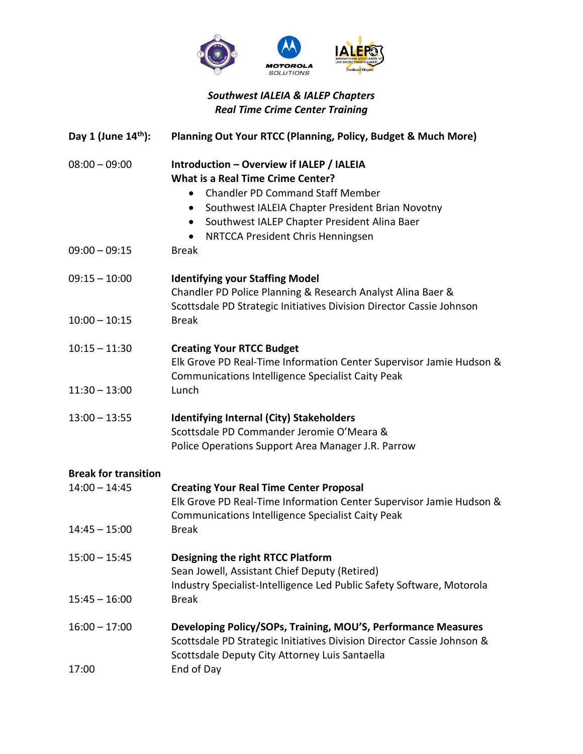*Southwest IALEIA & IALEP Chapters*
*Real Time Crime Center Training*

**Day 1 (June 14th):** **Planning Out Your RTCC (Planning, Policy, Budget & Much More)**

08:00 – 09:00 **Introduction – Overview if IALEP / IALEIA**
**What is a Real Time Crime Center?**

- Chandler PD Command Staff Member
- Southwest IALEIA Chapter President Brian Novotny
- Southwest IALEP Chapter President Alina Baer
- NRTCCA President Chris Henningsen

09:00 – 09:15 Break

09:15 – 10:00 **Identifying your Staffing Model**
Chandler PD Police Planning & Research Analyst Alina Baer &
Scottsdale PD Strategic Initiatives Division Director Cassie Johnson

10:00 – 10:15 Break

10:15 – 11:30 **Creating Your RTCC Budget**
Elk Grove PD Real-Time Information Center Supervisor Jamie Hudson &
Communications Intelligence Specialist Caity Peak

11:30 – 13:00 Lunch

13:00 – 13:55 **Identifying Internal (City) Stakeholders**
Scottsdale PD Commander Jeromie O'Meara &
Police Operations Support Area Manager J.R. Parrow

**Break for transition**

14:00 – 14:45 **Creating Your Real Time Center Proposal**
Elk Grove PD Real-Time Information Center Supervisor Jamie Hudson &
Communications Intelligence Specialist Caity Peak

14:45 – 15:00 Break

15:00 – 15:45 **Designing the right RTCC Platform**
Sean Jowell, Assistant Chief Deputy (Retired)
Industry Specialist-Intelligence Led Public Safety Software, Motorola

15:45 – 16:00 Break

16:00 – 17:00 **Developing Policy/SOPs, Training, MOU'S, Performance Measures**
Scottsdale PD Strategic Initiatives Division Director Cassie Johnson &
Scottsdale Deputy City Attorney Luis Santaella

17:00 End of Day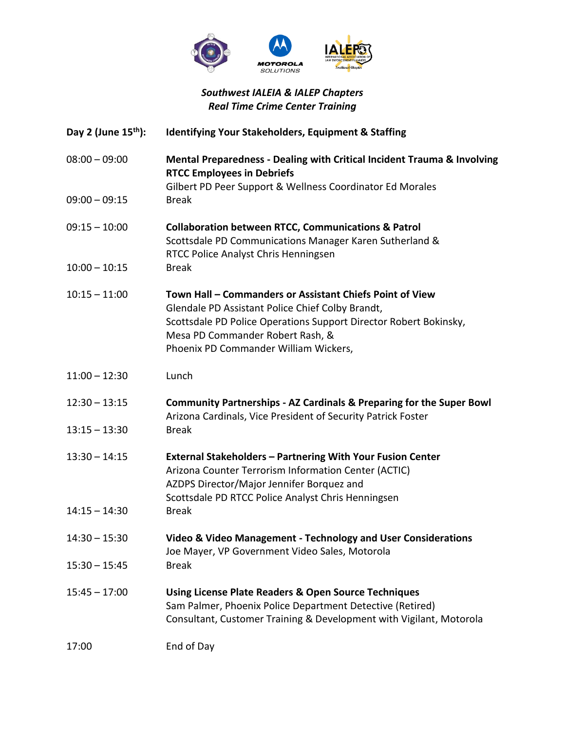*Southwest IALEIA & IALEP Chapters*
*Real Time Crime Center Training*

| **Day 2 (June 15th):** | **Identifying Your Stakeholders, Equipment & Staffing** |
| --- | --- |
| 08:00 – 09:00 | **Mental Preparedness - Dealing with Critical Incident Trauma & Involving RTCC Employees in Debriefs**<br>Gilbert PD Peer Support & Wellness Coordinator Ed Morales |
| 09:00 – 09:15 | Break |
| 09:15 – 10:00 | **Collaboration between RTCC, Communications & Patrol**<br>Scottsdale PD Communications Manager Karen Sutherland & RTCC Police Analyst Chris Henningsen |
| 10:00 – 10:15 | Break |
| 10:15 – 11:00 | **Town Hall – Commanders or Assistant Chiefs Point of View**<br>Glendale PD Assistant Police Chief Colby Brandt,<br>Scottsdale PD Police Operations Support Director Robert Bokinsky,<br>Mesa PD Commander Robert Rash, &<br>Phoenix PD Commander William Wickers, |
| 11:00 – 12:30 | Lunch |
| 12:30 – 13:15 | **Community Partnerships - AZ Cardinals & Preparing for the Super Bowl**<br>Arizona Cardinals, Vice President of Security Patrick Foster |
| 13:15 – 13:30 | Break |
| 13:30 – 14:15 | **External Stakeholders – Partnering With Your Fusion Center**<br>Arizona Counter Terrorism Information Center (ACTIC)<br>AZDPS Director/Major Jennifer Borquez and<br>Scottsdale PD RTCC Police Analyst Chris Henningsen |
| 14:15 – 14:30 | Break |
| 14:30 – 15:30 | **Video & Video Management - Technology and User Considerations**<br>Joe Mayer, VP Government Video Sales, Motorola |
| 15:30 – 15:45 | Break |
| 15:45 – 17:00 | **Using License Plate Readers & Open Source Techniques**<br>Sam Palmer, Phoenix Police Department Detective (Retired)<br>Consultant, Customer Training & Development with Vigilant, Motorola |
| 17:00 | End of Day |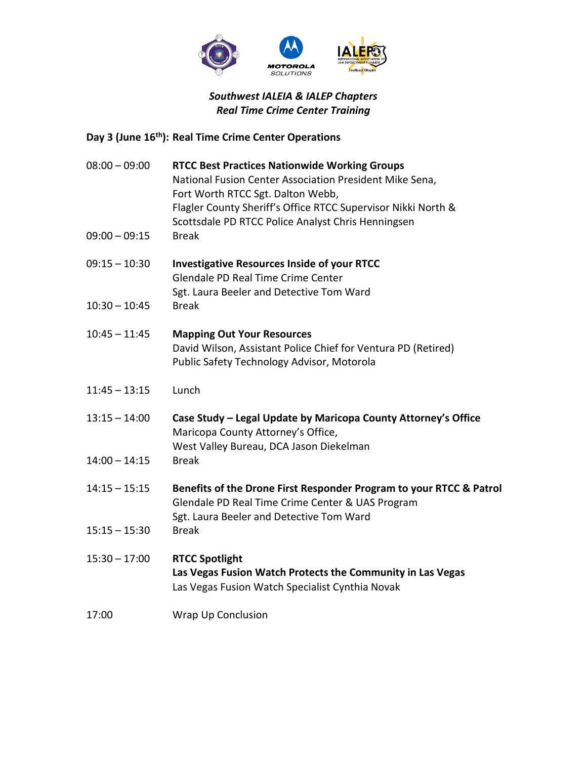*Southwest IALEIA & IALEP Chapters*
*Real Time Crime Center Training*

**Day 3 (June 16th): Real Time Crime Center Operations**

| | |
|---|---|
| 08:00 – 09:00 | **RTCC Best Practices Nationwide Working Groups**<br>National Fusion Center Association President Mike Sena,<br>Fort Worth RTCC Sgt. Dalton Webb,<br>Flagler County Sheriff's Office RTCC Supervisor Nikki North &<br>Scottsdale PD RTCC Police Analyst Chris Henningsen |
| 09:00 – 09:15 | Break |
| 09:15 – 10:30 | **Investigative Resources Inside of your RTCC**<br>Glendale PD Real Time Crime Center<br>Sgt. Laura Beeler and Detective Tom Ward |
| 10:30 – 10:45 | Break |
| 10:45 – 11:45 | **Mapping Out Your Resources**<br>David Wilson, Assistant Police Chief for Ventura PD (Retired)<br>Public Safety Technology Advisor, Motorola |
| 11:45 – 13:15 | Lunch |
| 13:15 – 14:00 | **Case Study – Legal Update by Maricopa County Attorney's Office**<br>Maricopa County Attorney's Office,<br>West Valley Bureau, DCA Jason Diekelman |
| 14:00 – 14:15 | Break |
| 14:15 – 15:15 | **Benefits of the Drone First Responder Program to your RTCC & Patrol**<br>Glendale PD Real Time Crime Center & UAS Program<br>Sgt. Laura Beeler and Detective Tom Ward |
| 15:15 – 15:30 | Break |
| 15:30 – 17:00 | **RTCC Spotlight**<br>**Las Vegas Fusion Watch Protects the Community in Las Vegas**<br>Las Vegas Fusion Watch Specialist Cynthia Novak |
| 17:00 | Wrap Up Conclusion |